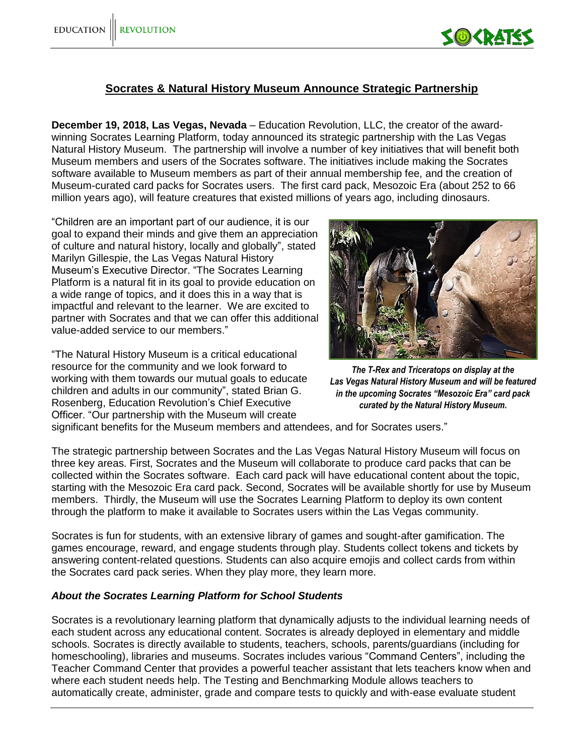## Socrates & Natural History Museum Announce Strategic Partnership

**December 19, 2018, Las Vegas, Nevada** – Education Revolution, LLC, the creator of the award-winning Socrates Learning Platform, today announced its strategic partnership with the Las Vegas Natural History Museum. The partnership will involve a number of key initiatives that will benefit both Museum members and users of the Socrates software. The initiatives include making the Socrates software available to Museum members as part of their annual membership fee, and the creation of Museum-curated card packs for Socrates users. The first card pack, Mesozoic Era (about 252 to 66 million years ago), will feature creatures that existed millions of years ago, including dinosaurs.

"Children are an important part of our audience, it is our goal to expand their minds and give them an appreciation of culture and natural history, locally and globally", stated Marilyn Gillespie, the Las Vegas Natural History Museum's Executive Director. "The Socrates Learning Platform is a natural fit in its goal to provide education on a wide range of topics, and it does this in a way that is impactful and relevant to the learner. We are excited to partner with Socrates and that we can offer this additional value-added service to our members."

*The T-Rex and Triceratops on display at the Las Vegas Natural History Museum and will be featured in the upcoming Socrates "Mesozoic Era" card pack curated by the Natural History Museum.*

"The Natural History Museum is a critical educational resource for the community and we look forward to working with them towards our mutual goals to educate children and adults in our community", stated Brian G. Rosenberg, Education Revolution's Chief Executive Officer. "Our partnership with the Museum will create significant benefits for the Museum members and attendees, and for Socrates users."

The strategic partnership between Socrates and the Las Vegas Natural History Museum will focus on three key areas. First, Socrates and the Museum will collaborate to produce card packs that can be collected within the Socrates software. Each card pack will have educational content about the topic, starting with the Mesozoic Era card pack. Second, Socrates will be available shortly for use by Museum members. Thirdly, the Museum will use the Socrates Learning Platform to deploy its own content through the platform to make it available to Socrates users within the Las Vegas community.

Socrates is fun for students, with an extensive library of games and sought-after gamification. The games encourage, reward, and engage students through play. Students collect tokens and tickets by answering content-related questions. Students can also acquire emojis and collect cards from within the Socrates card pack series. When they play more, they learn more.

### *About the Socrates Learning Platform for School Students*

Socrates is a revolutionary learning platform that dynamically adjusts to the individual learning needs of each student across any educational content. Socrates is already deployed in elementary and middle schools. Socrates is directly available to students, teachers, schools, parents/guardians (including for homeschooling), libraries and museums. Socrates includes various "Command Centers", including the Teacher Command Center that provides a powerful teacher assistant that lets teachers know when and where each student needs help. The Testing and Benchmarking Module allows teachers to automatically create, administer, grade and compare tests to quickly and with-ease evaluate student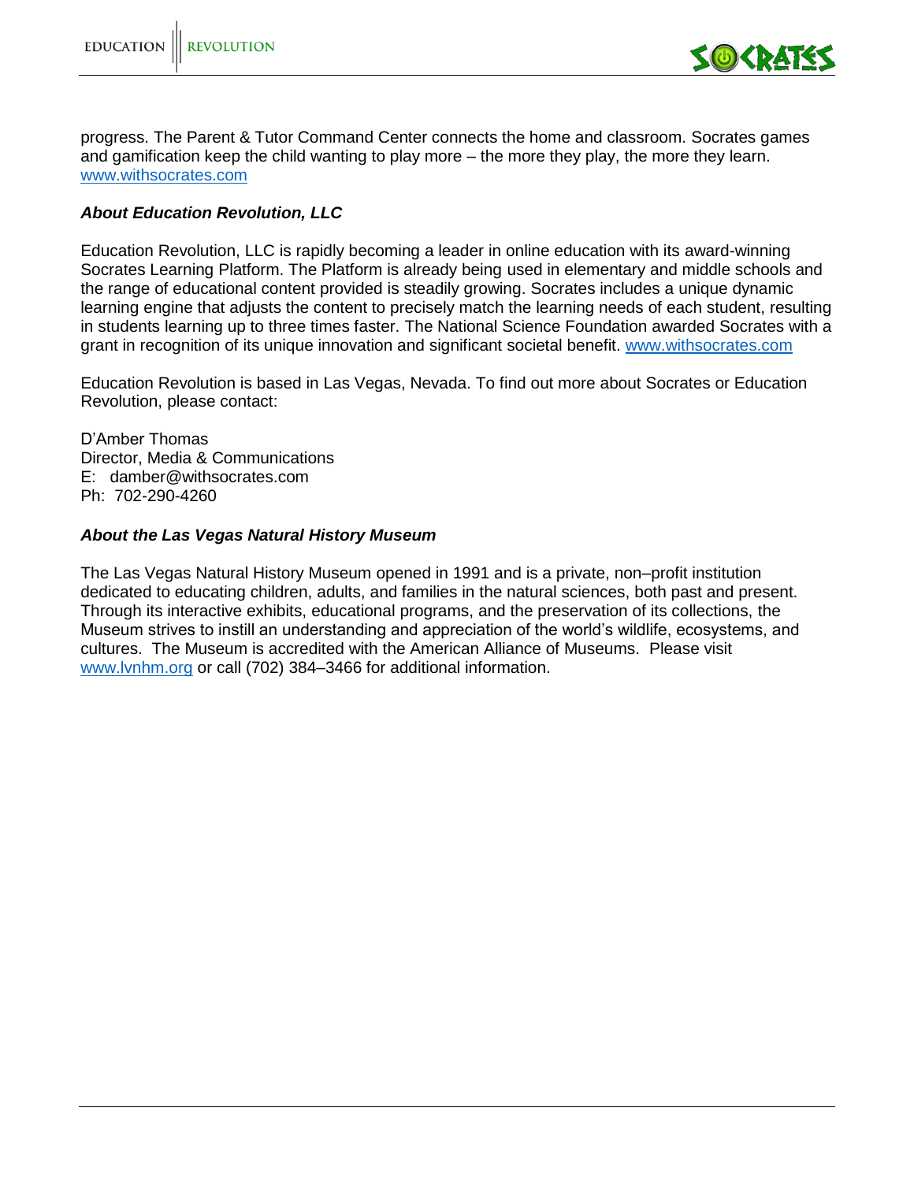progress. The Parent & Tutor Command Center connects the home and classroom. Socrates games and gamification keep the child wanting to play more – the more they play, the more they learn. www.withsocrates.com

### *About Education Revolution, LLC*

Education Revolution, LLC is rapidly becoming a leader in online education with its award-winning Socrates Learning Platform. The Platform is already being used in elementary and middle schools and the range of educational content provided is steadily growing. Socrates includes a unique dynamic learning engine that adjusts the content to precisely match the learning needs of each student, resulting in students learning up to three times faster. The National Science Foundation awarded Socrates with a grant in recognition of its unique innovation and significant societal benefit. www.withsocrates.com

Education Revolution is based in Las Vegas, Nevada. To find out more about Socrates or Education Revolution, please contact:

D'Amber Thomas
Director, Media & Communications
E: damber@withsocrates.com
Ph: 702-290-4260

### *About the Las Vegas Natural History Museum*

The Las Vegas Natural History Museum opened in 1991 and is a private, non–profit institution dedicated to educating children, adults, and families in the natural sciences, both past and present. Through its interactive exhibits, educational programs, and the preservation of its collections, the Museum strives to instill an understanding and appreciation of the world's wildlife, ecosystems, and cultures. The Museum is accredited with the American Alliance of Museums. Please visit www.lvnhm.org or call (702) 384–3466 for additional information.